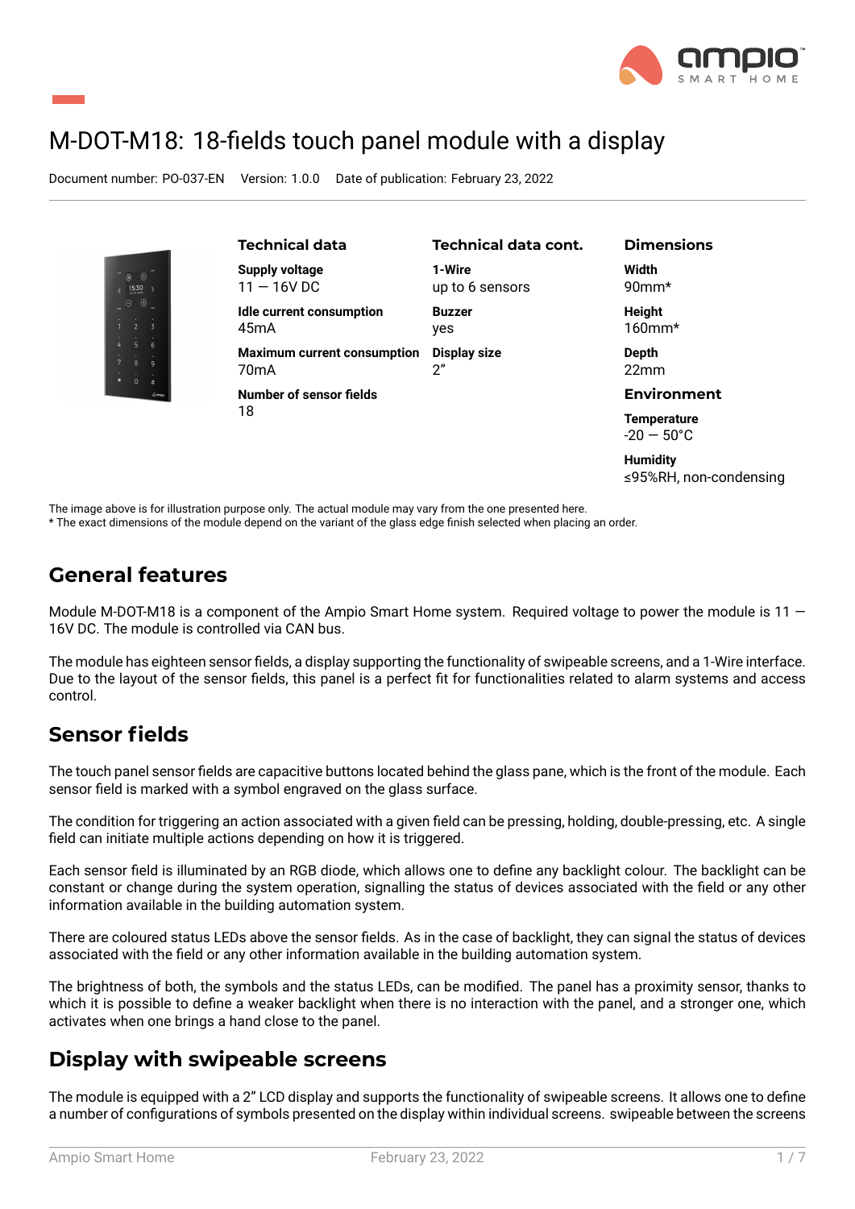# M-DOT-M18: 18-fields touch panel module with a display

Document number: PO-037-EN    Version: 1.0.0    Date of publication: February 23, 2022

### Technical data

**Supply voltage**
11 — 16V DC

**Idle current consumption**
45mA

**Maximum current consumption**
70mA

**Number of sensor fields**
18

### Technical data cont.

**1-Wire**
up to 6 sensors

**Buzzer**
yes

**Display size**
2”

### Dimensions

**Width**
90mm*

**Height**
160mm*

**Depth**
22mm

### Environment

**Temperature**
-20 — 50°C

**Humidity**
≤95%RH, non-condensing

The image above is for illustration purpose only. The actual module may vary from the one presented here.
* The exact dimensions of the module depend on the variant of the glass edge finish selected when placing an order.

## General features

Module M-DOT-M18 is a component of the Ampio Smart Home system. Required voltage to power the module is 11 — 16V DC. The module is controlled via CAN bus.

The module has eighteen sensor fields, a display supporting the functionality of swipeable screens, and a 1-Wire interface. Due to the layout of the sensor fields, this panel is a perfect fit for functionalities related to alarm systems and access control.

## Sensor fields

The touch panel sensor fields are capacitive buttons located behind the glass pane, which is the front of the module. Each sensor field is marked with a symbol engraved on the glass surface.

The condition for triggering an action associated with a given field can be pressing, holding, double-pressing, etc. A single field can initiate multiple actions depending on how it is triggered.

Each sensor field is illuminated by an RGB diode, which allows one to define any backlight colour. The backlight can be constant or change during the system operation, signalling the status of devices associated with the field or any other information available in the building automation system.

There are coloured status LEDs above the sensor fields. As in the case of backlight, they can signal the status of devices associated with the field or any other information available in the building automation system.

The brightness of both, the symbols and the status LEDs, can be modified. The panel has a proximity sensor, thanks to which it is possible to define a weaker backlight when there is no interaction with the panel, and a stronger one, which activates when one brings a hand close to the panel.

## Display with swipeable screens

The module is equipped with a 2” LCD display and supports the functionality of swipeable screens. It allows one to define a number of configurations of symbols presented on the display within individual screens. swipeable between the screens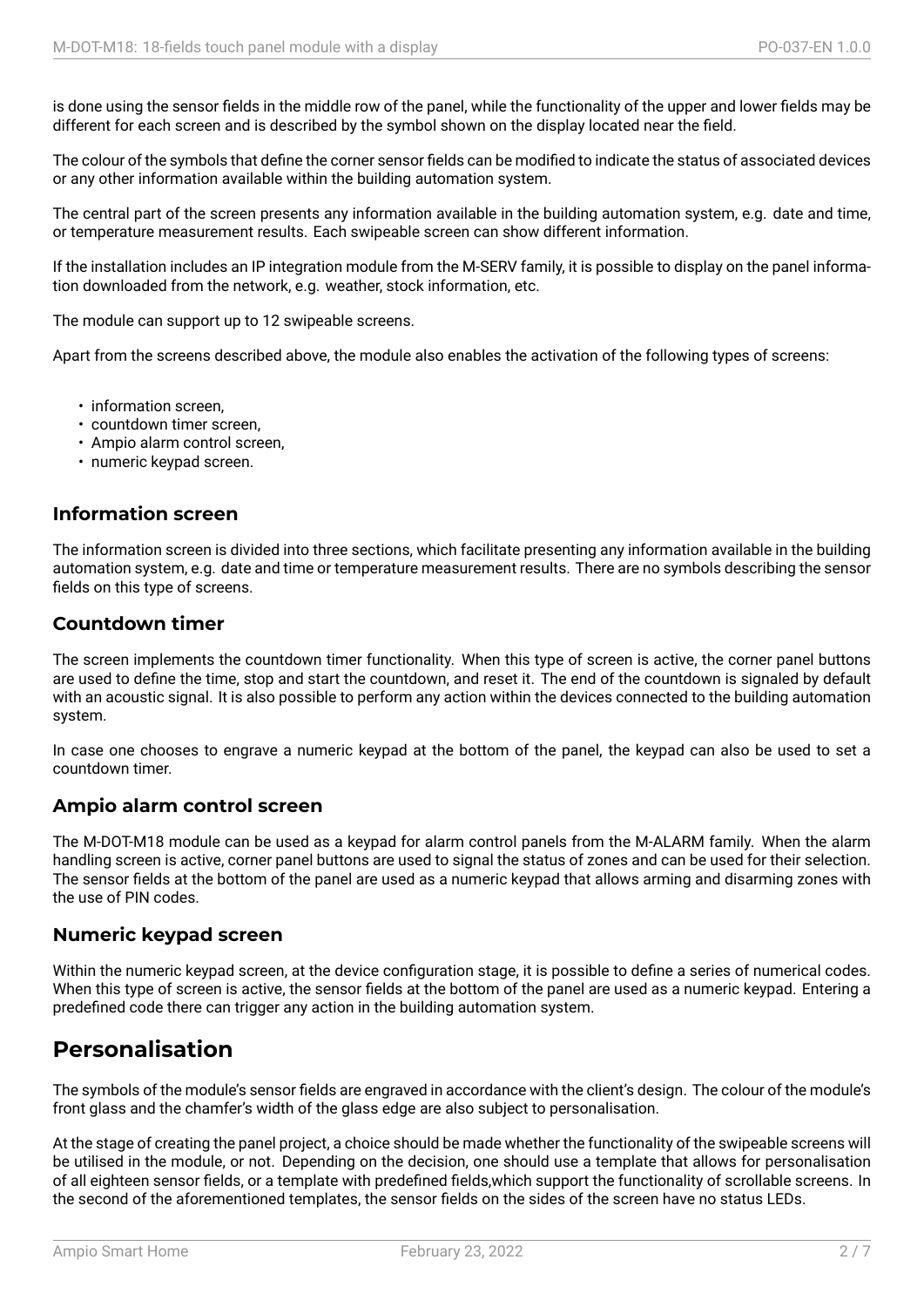is done using the sensor fields in the middle row of the panel, while the functionality of the upper and lower fields may be different for each screen and is described by the symbol shown on the display located near the field.

The colour of the symbols that define the corner sensor fields can be modified to indicate the status of associated devices or any other information available within the building automation system.

The central part of the screen presents any information available in the building automation system, e.g. date and time, or temperature measurement results. Each swipeable screen can show different information.

If the installation includes an IP integration module from the M-SERV family, it is possible to display on the panel information downloaded from the network, e.g. weather, stock information, etc.

The module can support up to 12 swipeable screens.

Apart from the screens described above, the module also enables the activation of the following types of screens:

- information screen,
- countdown timer screen,
- Ampio alarm control screen,
- numeric keypad screen.

### Information screen

The information screen is divided into three sections, which facilitate presenting any information available in the building automation system, e.g. date and time or temperature measurement results. There are no symbols describing the sensor fields on this type of screens.

### Countdown timer

The screen implements the countdown timer functionality. When this type of screen is active, the corner panel buttons are used to define the time, stop and start the countdown, and reset it. The end of the countdown is signaled by default with an acoustic signal. It is also possible to perform any action within the devices connected to the building automation system.

In case one chooses to engrave a numeric keypad at the bottom of the panel, the keypad can also be used to set a countdown timer.

### Ampio alarm control screen

The M-DOT-M18 module can be used as a keypad for alarm control panels from the M-ALARM family. When the alarm handling screen is active, corner panel buttons are used to signal the status of zones and can be used for their selection. The sensor fields at the bottom of the panel are used as a numeric keypad that allows arming and disarming zones with the use of PIN codes.

### Numeric keypad screen

Within the numeric keypad screen, at the device configuration stage, it is possible to define a series of numerical codes. When this type of screen is active, the sensor fields at the bottom of the panel are used as a numeric keypad. Entering a predefined code there can trigger any action in the building automation system.

## Personalisation

The symbols of the module's sensor fields are engraved in accordance with the client's design. The colour of the module's front glass and the chamfer's width of the glass edge are also subject to personalisation.

At the stage of creating the panel project, a choice should be made whether the functionality of the swipeable screens will be utilised in the module, or not. Depending on the decision, one should use a template that allows for personalisation of all eighteen sensor fields, or a template with predefined fields,which support the functionality of scrollable screens. In the second of the aforementioned templates, the sensor fields on the sides of the screen have no status LEDs.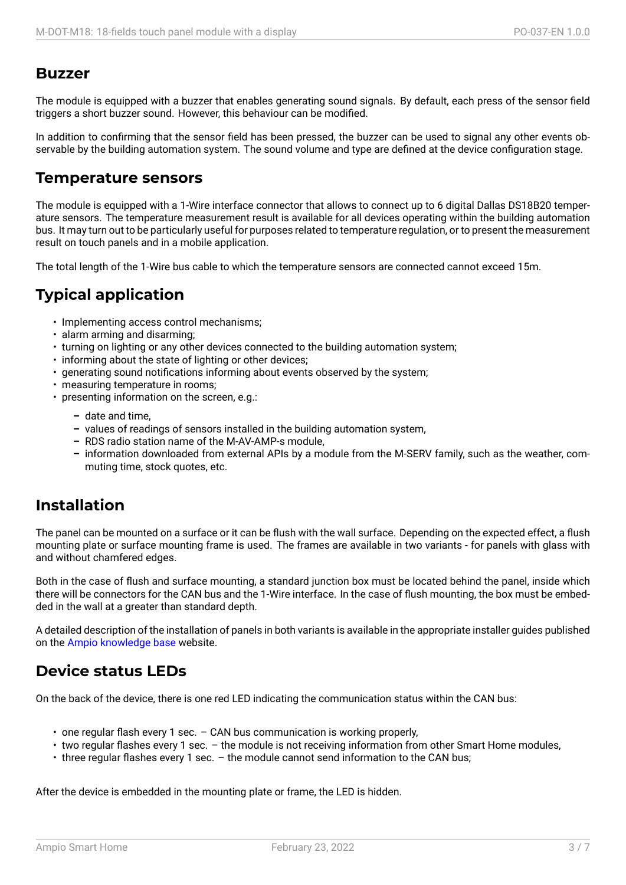## Buzzer

The module is equipped with a buzzer that enables generating sound signals. By default, each press of the sensor field triggers a short buzzer sound. However, this behaviour can be modified.

In addition to confirming that the sensor field has been pressed, the buzzer can be used to signal any other events observable by the building automation system. The sound volume and type are defined at the device configuration stage.

## Temperature sensors

The module is equipped with a 1-Wire interface connector that allows to connect up to 6 digital Dallas DS18B20 temperature sensors. The temperature measurement result is available for all devices operating within the building automation bus. It may turn out to be particularly useful for purposes related to temperature regulation, or to present the measurement result on touch panels and in a mobile application.

The total length of the 1-Wire bus cable to which the temperature sensors are connected cannot exceed 15m.

## Typical application

- Implementing access control mechanisms;
- alarm arming and disarming;
- turning on lighting or any other devices connected to the building automation system;
- informing about the state of lighting or other devices;
- generating sound notifications informing about events observed by the system;
- measuring temperature in rooms;
- presenting information on the screen, e.g.:
  - date and time,
  - values of readings of sensors installed in the building automation system,
  - RDS radio station name of the M-AV-AMP-s module,
  - information downloaded from external APIs by a module from the M-SERV family, such as the weather, commuting time, stock quotes, etc.

## Installation

The panel can be mounted on a surface or it can be flush with the wall surface. Depending on the expected effect, a flush mounting plate or surface mounting frame is used. The frames are available in two variants - for panels with glass with and without chamfered edges.

Both in the case of flush and surface mounting, a standard junction box must be located behind the panel, inside which there will be connectors for the CAN bus and the 1-Wire interface. In the case of flush mounting, the box must be embedded in the wall at a greater than standard depth.

A detailed description of the installation of panels in both variants is available in the appropriate installer guides published on the Ampio knowledge base website.

## Device status LEDs

On the back of the device, there is one red LED indicating the communication status within the CAN bus:

- one regular flash every 1 sec. – CAN bus communication is working properly,
- two regular flashes every 1 sec. – the module is not receiving information from other Smart Home modules,
- three regular flashes every 1 sec. – the module cannot send information to the CAN bus;

After the device is embedded in the mounting plate or frame, the LED is hidden.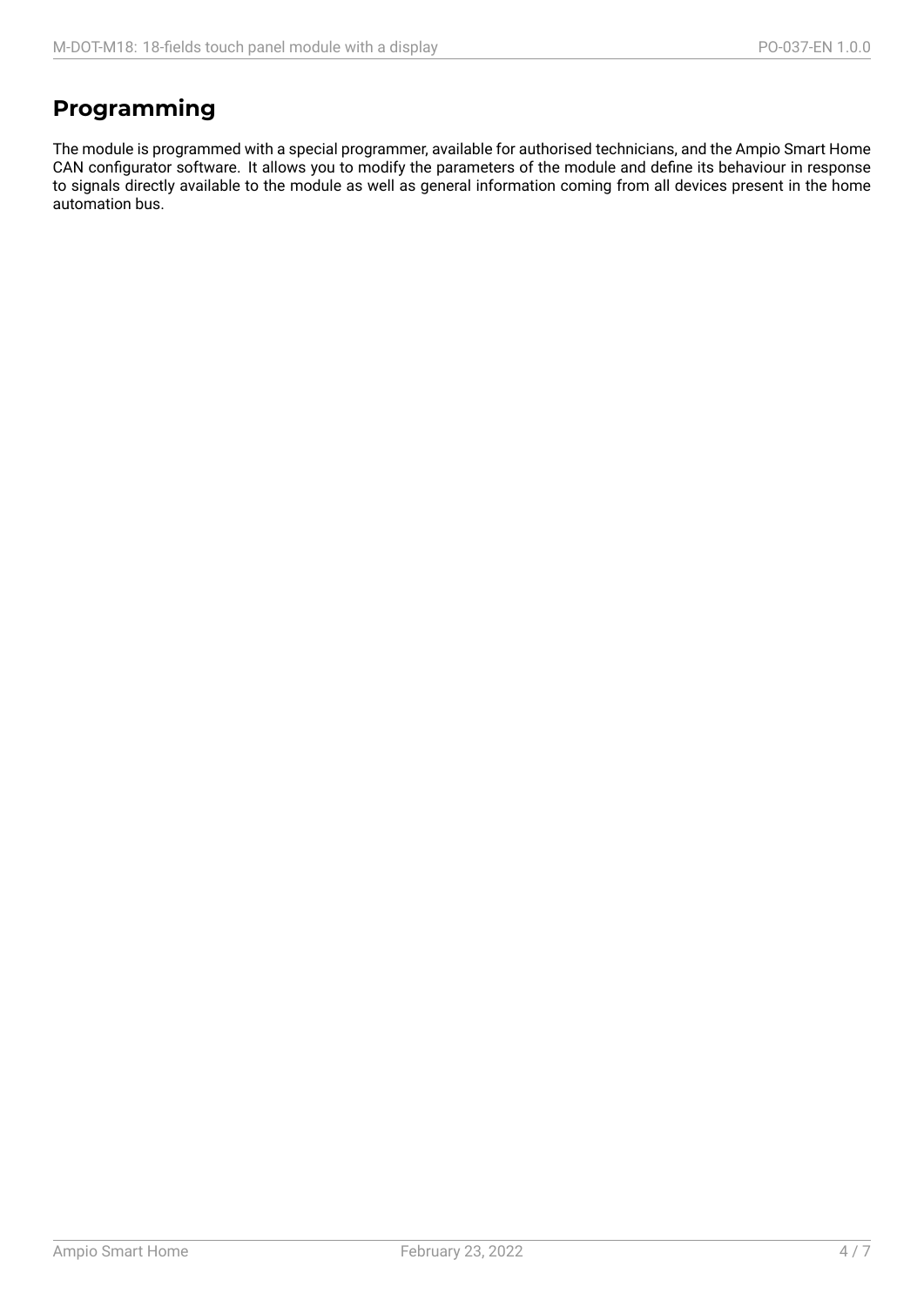# Programming

The module is programmed with a special programmer, available for authorised technicians, and the Ampio Smart Home CAN configurator software. It allows you to modify the parameters of the module and define its behaviour in response to signals directly available to the module as well as general information coming from all devices present in the home automation bus.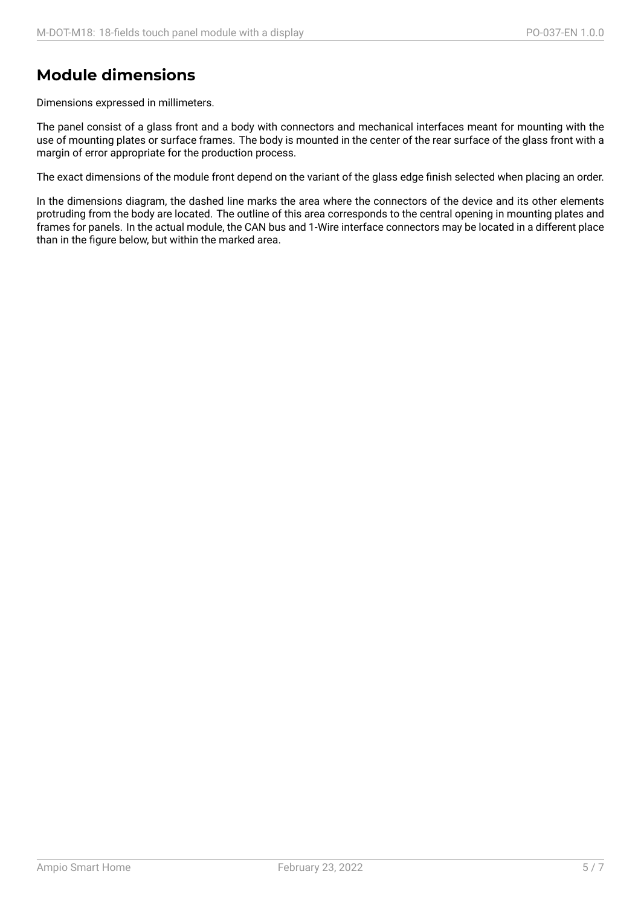## Module dimensions

Dimensions expressed in millimeters.

The panel consist of a glass front and a body with connectors and mechanical interfaces meant for mounting with the use of mounting plates or surface frames. The body is mounted in the center of the rear surface of the glass front with a margin of error appropriate for the production process.

The exact dimensions of the module front depend on the variant of the glass edge finish selected when placing an order.

In the dimensions diagram, the dashed line marks the area where the connectors of the device and its other elements protruding from the body are located. The outline of this area corresponds to the central opening in mounting plates and frames for panels. In the actual module, the CAN bus and 1-Wire interface connectors may be located in a different place than in the figure below, but within the marked area.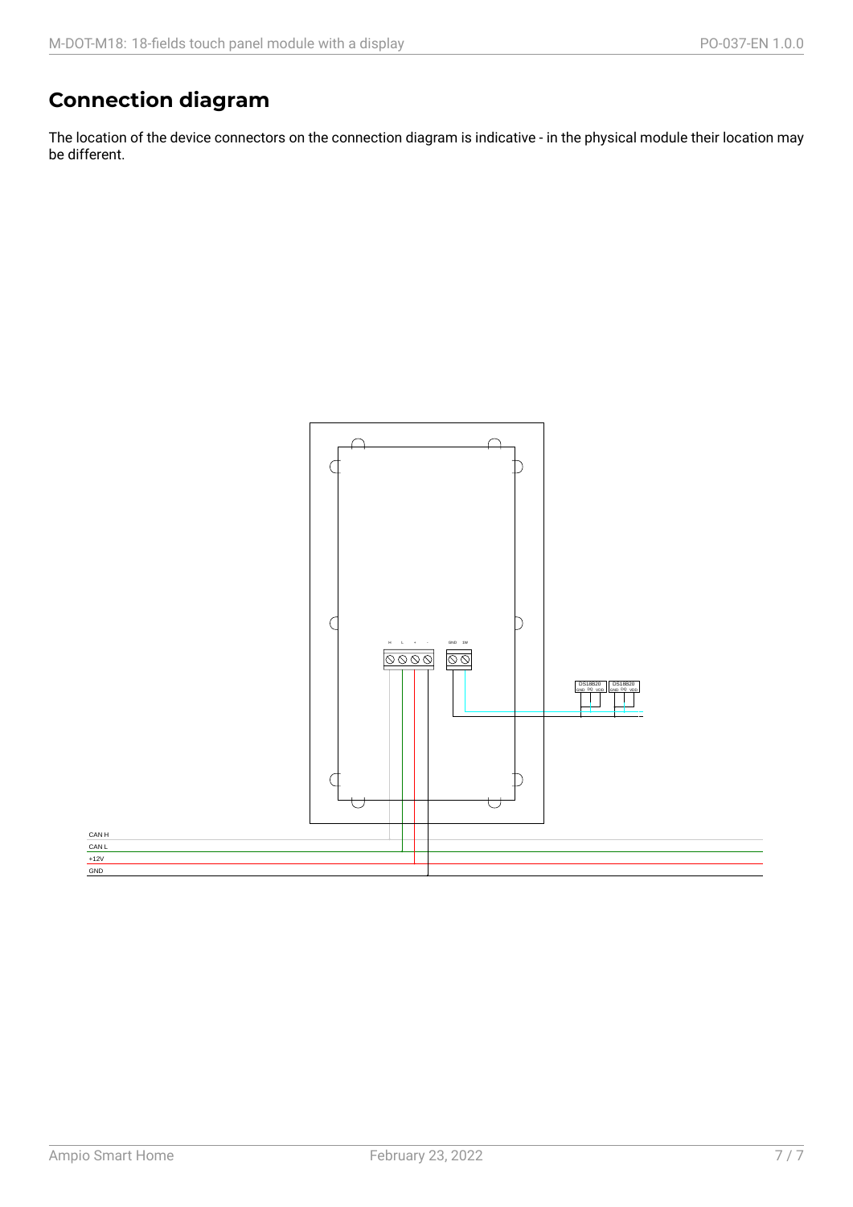## Connection diagram

The location of the device connectors on the connection diagram is indicative - in the physical module their location may be different.

H L + - GND 1W

DS18B20 GND DQ VDD

DS18B20 GND DQ VDD

CAN H
CAN L
+12V
GND